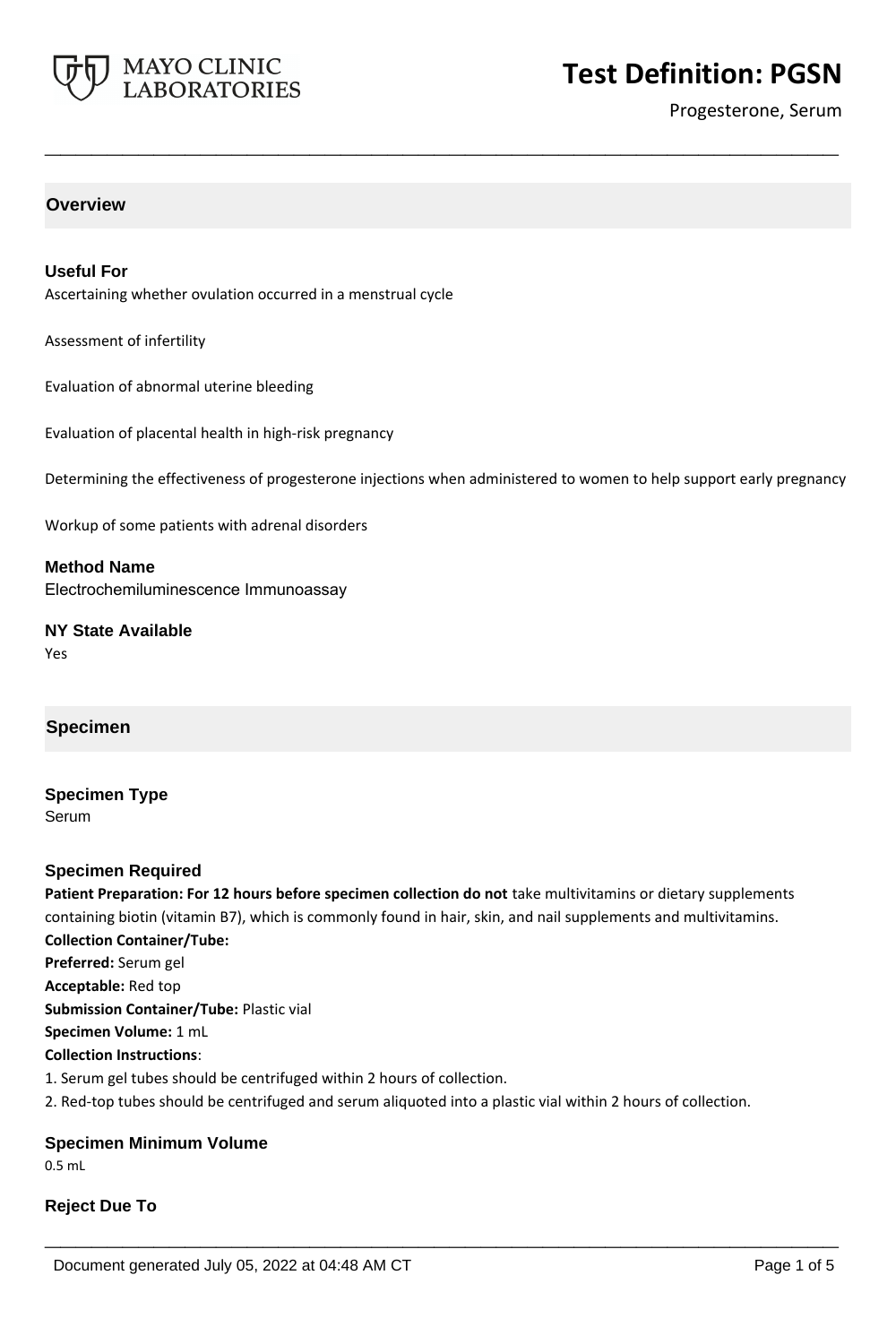# Test Definition: PGSN

Progesterone, Serum

## Overview

### Useful For

Ascertaining whether ovulation occurred in a menstrual cycle

Assessment of infertility

Evaluation of abnormal uterine bleeding

Evaluation of placental health in high-risk pregnancy

Determining the effectiveness of progesterone injections when administered to women to help support early pregnancy

Workup of some patients with adrenal disorders

### Method Name

Electrochemiluminescence Immunoassay

### NY State Available

Yes

## Specimen

### Specimen Type

Serum

### Specimen Required

**Patient Preparation: For 12 hours before specimen collection do not** take multivitamins or dietary supplements containing biotin (vitamin B7), which is commonly found in hair, skin, and nail supplements and multivitamins.
**Collection Container/Tube:**
**Preferred:** Serum gel
**Acceptable:** Red top
**Submission Container/Tube:** Plastic vial
**Specimen Volume:** 1 mL
**Collection Instructions**:
1. Serum gel tubes should be centrifuged within 2 hours of collection.
2. Red-top tubes should be centrifuged and serum aliquoted into a plastic vial within 2 hours of collection.

### Specimen Minimum Volume

0.5 mL

### Reject Due To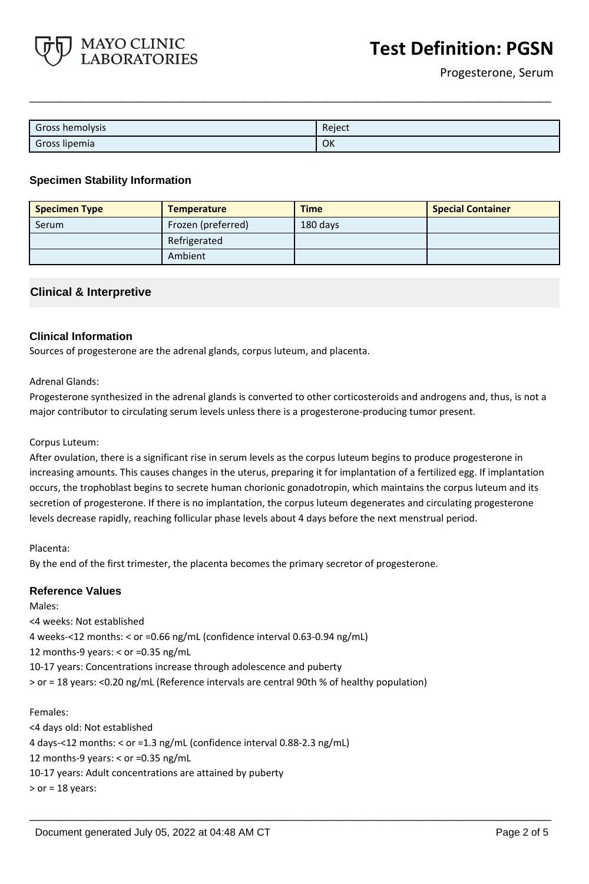| Gross hemolysis | Reject |
|---|---|
| Gross lipemia | OK |

### Specimen Stability Information

| Specimen Type | Temperature | Time | Special Container |
|---|---|---|---|
| Serum | Frozen (preferred) | 180 days | |
| | Refrigerated | | |
| | Ambient | | |

## Clinical & Interpretive

### Clinical Information

Sources of progesterone are the adrenal glands, corpus luteum, and placenta.

Adrenal Glands:

Progesterone synthesized in the adrenal glands is converted to other corticosteroids and androgens and, thus, is not a major contributor to circulating serum levels unless there is a progesterone-producing tumor present.

Corpus Luteum:

After ovulation, there is a significant rise in serum levels as the corpus luteum begins to produce progesterone in increasing amounts. This causes changes in the uterus, preparing it for implantation of a fertilized egg. If implantation occurs, the trophoblast begins to secrete human chorionic gonadotropin, which maintains the corpus luteum and its secretion of progesterone. If there is no implantation, the corpus luteum degenerates and circulating progesterone levels decrease rapidly, reaching follicular phase levels about 4 days before the next menstrual period.

Placenta:

By the end of the first trimester, the placenta becomes the primary secretor of progesterone.

### Reference Values

Males:

<4 weeks: Not established

4 weeks-<12 months: < or =0.66 ng/mL (confidence interval 0.63-0.94 ng/mL)

12 months-9 years: < or =0.35 ng/mL

10-17 years: Concentrations increase through adolescence and puberty

> or = 18 years: <0.20 ng/mL (Reference intervals are central 90th % of healthy population)

Females:

<4 days old: Not established

4 days-<12 months: < or =1.3 ng/mL (confidence interval 0.88-2.3 ng/mL)

12 months-9 years: < or =0.35 ng/mL

10-17 years: Adult concentrations are attained by puberty

> or = 18 years: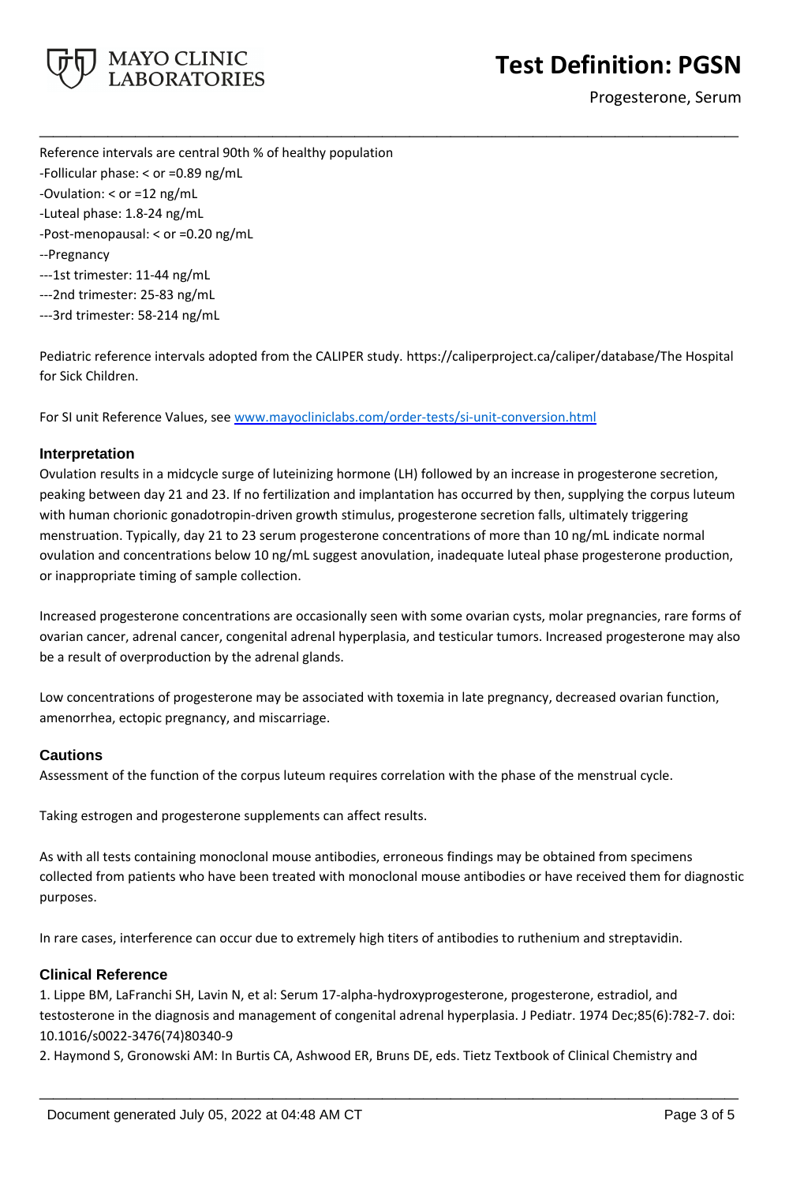Reference intervals are central 90th % of healthy population

-Follicular phase: < or =0.89 ng/mL

-Ovulation: < or =12 ng/mL

-Luteal phase: 1.8-24 ng/mL

-Post-menopausal: < or =0.20 ng/mL

--Pregnancy

---1st trimester: 11-44 ng/mL

---2nd trimester: 25-83 ng/mL

---3rd trimester: 58-214 ng/mL

Pediatric reference intervals adopted from the CALIPER study. https://caliperproject.ca/caliper/database/The Hospital for Sick Children.

For SI unit Reference Values, see www.mayocliniclabs.com/order-tests/si-unit-conversion.html

### Interpretation

Ovulation results in a midcycle surge of luteinizing hormone (LH) followed by an increase in progesterone secretion, peaking between day 21 and 23. If no fertilization and implantation has occurred by then, supplying the corpus luteum with human chorionic gonadotropin-driven growth stimulus, progesterone secretion falls, ultimately triggering menstruation. Typically, day 21 to 23 serum progesterone concentrations of more than 10 ng/mL indicate normal ovulation and concentrations below 10 ng/mL suggest anovulation, inadequate luteal phase progesterone production, or inappropriate timing of sample collection.

Increased progesterone concentrations are occasionally seen with some ovarian cysts, molar pregnancies, rare forms of ovarian cancer, adrenal cancer, congenital adrenal hyperplasia, and testicular tumors. Increased progesterone may also be a result of overproduction by the adrenal glands.

Low concentrations of progesterone may be associated with toxemia in late pregnancy, decreased ovarian function, amenorrhea, ectopic pregnancy, and miscarriage.

### Cautions

Assessment of the function of the corpus luteum requires correlation with the phase of the menstrual cycle.

Taking estrogen and progesterone supplements can affect results.

As with all tests containing monoclonal mouse antibodies, erroneous findings may be obtained from specimens collected from patients who have been treated with monoclonal mouse antibodies or have received them for diagnostic purposes.

In rare cases, interference can occur due to extremely high titers of antibodies to ruthenium and streptavidin.

### Clinical Reference

1. Lippe BM, LaFranchi SH, Lavin N, et al: Serum 17-alpha-hydroxyprogesterone, progesterone, estradiol, and testosterone in the diagnosis and management of congenital adrenal hyperplasia. J Pediatr. 1974 Dec;85(6):782-7. doi: 10.1016/s0022-3476(74)80340-9
2. Haymond S, Gronowski AM: In Burtis CA, Ashwood ER, Bruns DE, eds. Tietz Textbook of Clinical Chemistry and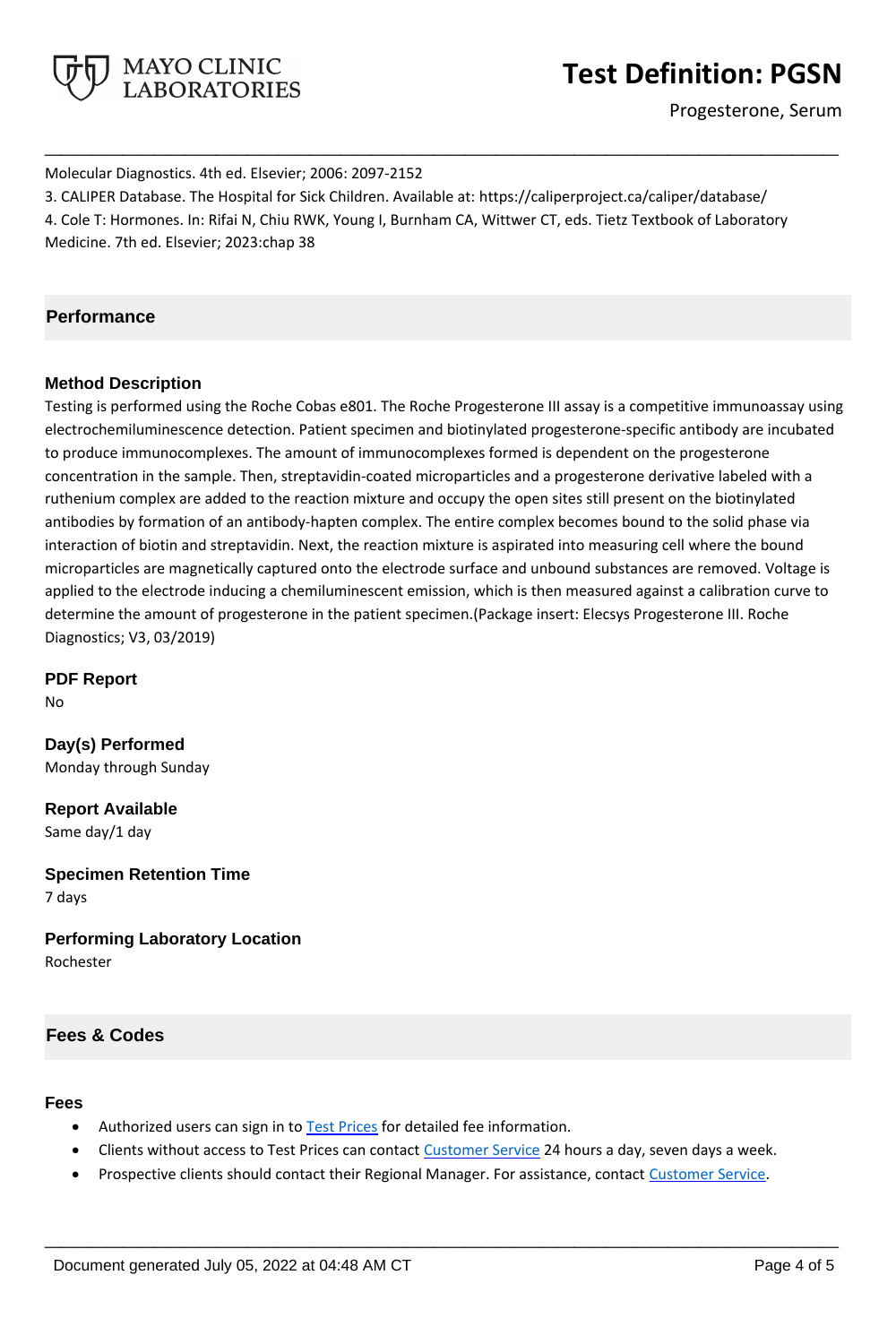Molecular Diagnostics. 4th ed. Elsevier; 2006: 2097-2152

3. CALIPER Database. The Hospital for Sick Children. Available at: https://caliperproject.ca/caliper/database/

4. Cole T: Hormones. In: Rifai N, Chiu RWK, Young I, Burnham CA, Wittwer CT, eds. Tietz Textbook of Laboratory Medicine. 7th ed. Elsevier; 2023:chap 38

## Performance

### Method Description

Testing is performed using the Roche Cobas e801. The Roche Progesterone III assay is a competitive immunoassay using electrochemiluminescence detection. Patient specimen and biotinylated progesterone-specific antibody are incubated to produce immunocomplexes. The amount of immunocomplexes formed is dependent on the progesterone concentration in the sample. Then, streptavidin-coated microparticles and a progesterone derivative labeled with a ruthenium complex are added to the reaction mixture and occupy the open sites still present on the biotinylated antibodies by formation of an antibody-hapten complex. The entire complex becomes bound to the solid phase via interaction of biotin and streptavidin. Next, the reaction mixture is aspirated into measuring cell where the bound microparticles are magnetically captured onto the electrode surface and unbound substances are removed. Voltage is applied to the electrode inducing a chemiluminescent emission, which is then measured against a calibration curve to determine the amount of progesterone in the patient specimen.(Package insert: Elecsys Progesterone III. Roche Diagnostics; V3, 03/2019)

### PDF Report

No

### Day(s) Performed

Monday through Sunday

### Report Available

Same day/1 day

### Specimen Retention Time

7 days

### Performing Laboratory Location

Rochester

## Fees & Codes

### Fees

- Authorized users can sign in to Test Prices for detailed fee information.
- Clients without access to Test Prices can contact Customer Service 24 hours a day, seven days a week.
- Prospective clients should contact their Regional Manager. For assistance, contact Customer Service.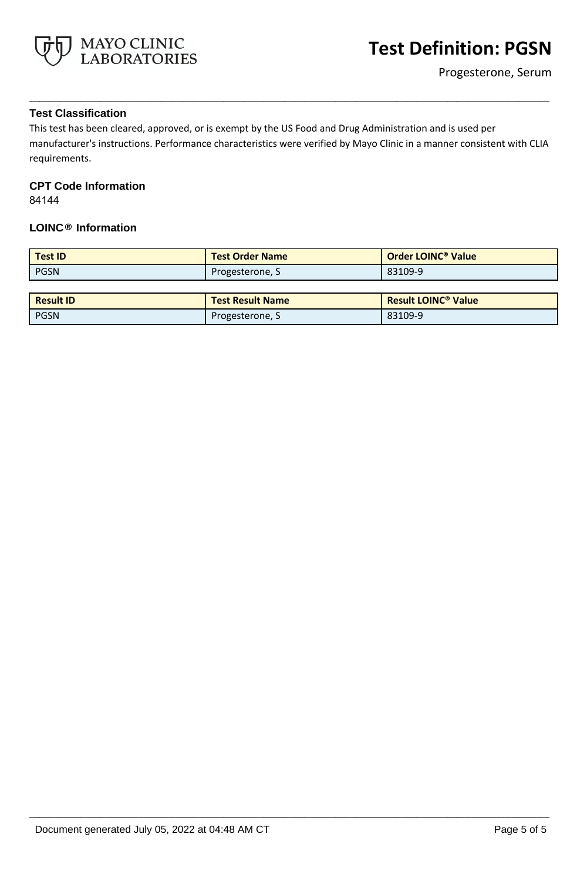### Test Classification

This test has been cleared, approved, or is exempt by the US Food and Drug Administration and is used per manufacturer's instructions. Performance characteristics were verified by Mayo Clinic in a manner consistent with CLIA requirements.

### CPT Code Information

84144

### LOINC® Information

| Test ID | Test Order Name | Order LOINC® Value |
| --- | --- | --- |
| PGSN | Progesterone, S | 83109-9 |

| Result ID | Test Result Name | Result LOINC® Value |
| --- | --- | --- |
| PGSN | Progesterone, S | 83109-9 |